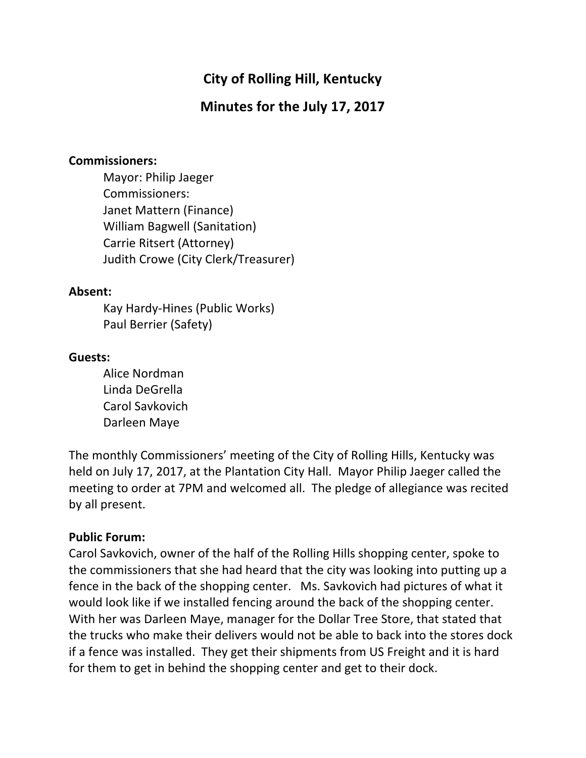# City of Rolling Hill, Kentucky

## Minutes for the July 17, 2017

**Commissioners:**

Mayor: Philip Jaeger
Commissioners:
Janet Mattern (Finance)
William Bagwell (Sanitation)
Carrie Ritsert (Attorney)
Judith Crowe (City Clerk/Treasurer)

**Absent:**

Kay Hardy-Hines (Public Works)
Paul Berrier (Safety)

**Guests:**

Alice Nordman
Linda DeGrella
Carol Savkovich
Darleen Maye

The monthly Commissioners' meeting of the City of Rolling Hills, Kentucky was held on July 17, 2017, at the Plantation City Hall. Mayor Philip Jaeger called the meeting to order at 7PM and welcomed all. The pledge of allegiance was recited by all present.

**Public Forum:**

Carol Savkovich, owner of the half of the Rolling Hills shopping center, spoke to the commissioners that she had heard that the city was looking into putting up a fence in the back of the shopping center. Ms. Savkovich had pictures of what it would look like if we installed fencing around the back of the shopping center. With her was Darleen Maye, manager for the Dollar Tree Store, that stated that the trucks who make their delivers would not be able to back into the stores dock if a fence was installed. They get their shipments from US Freight and it is hard for them to get in behind the shopping center and get to their dock.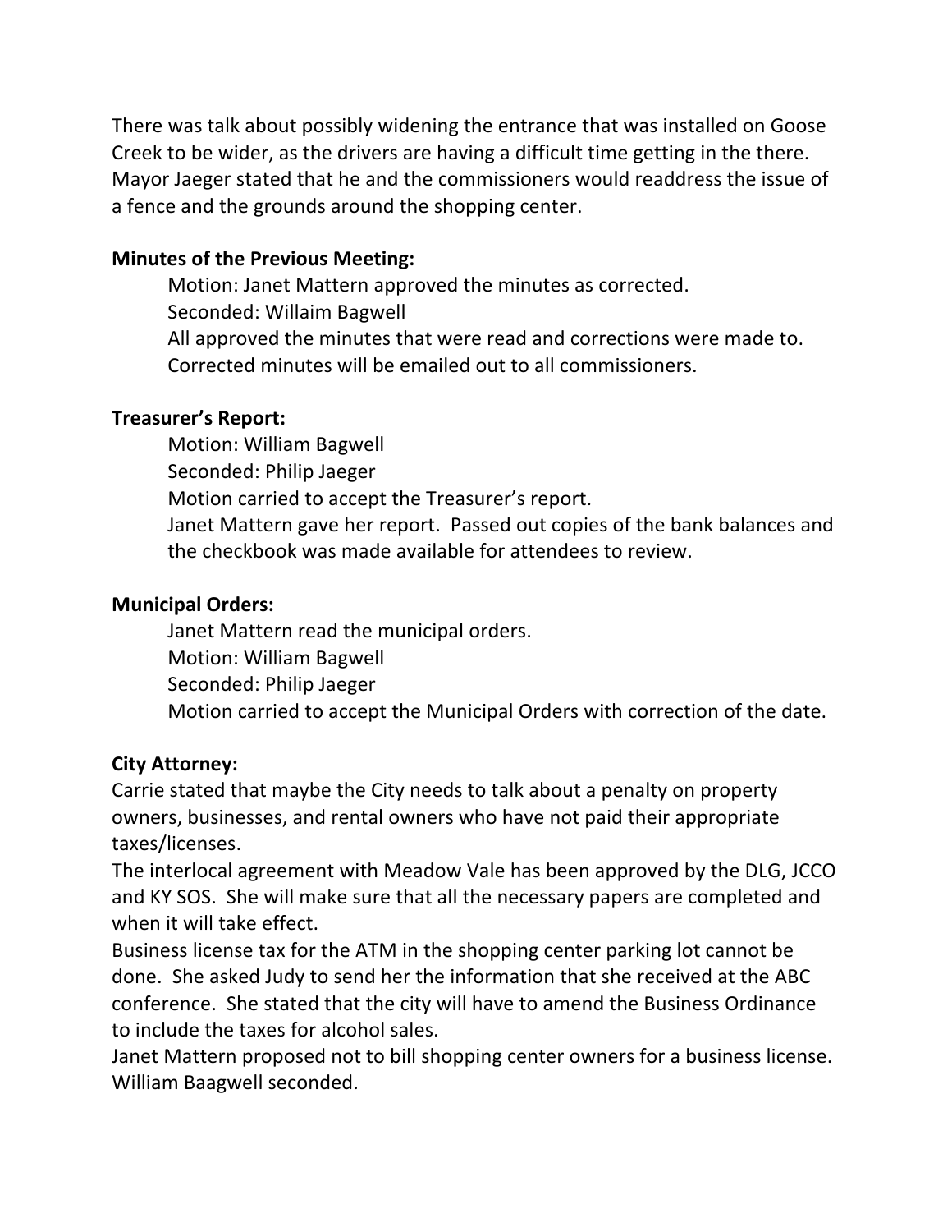There was talk about possibly widening the entrance that was installed on Goose Creek to be wider, as the drivers are having a difficult time getting in the there. Mayor Jaeger stated that he and the commissioners would readdress the issue of a fence and the grounds around the shopping center.

**Minutes of the Previous Meeting:**

Motion: Janet Mattern approved the minutes as corrected.
Seconded: Willaim Bagwell
All approved the minutes that were read and corrections were made to. Corrected minutes will be emailed out to all commissioners.

**Treasurer's Report:**

Motion: William Bagwell
Seconded: Philip Jaeger
Motion carried to accept the Treasurer's report.
Janet Mattern gave her report. Passed out copies of the bank balances and the checkbook was made available for attendees to review.

**Municipal Orders:**

Janet Mattern read the municipal orders.
Motion: William Bagwell
Seconded: Philip Jaeger
Motion carried to accept the Municipal Orders with correction of the date.

**City Attorney:**

Carrie stated that maybe the City needs to talk about a penalty on property owners, businesses, and rental owners who have not paid their appropriate taxes/licenses.
The interlocal agreement with Meadow Vale has been approved by the DLG, JCCO and KY SOS. She will make sure that all the necessary papers are completed and when it will take effect.
Business license tax for the ATM in the shopping center parking lot cannot be done. She asked Judy to send her the information that she received at the ABC conference. She stated that the city will have to amend the Business Ordinance to include the taxes for alcohol sales.
Janet Mattern proposed not to bill shopping center owners for a business license. William Baagwell seconded.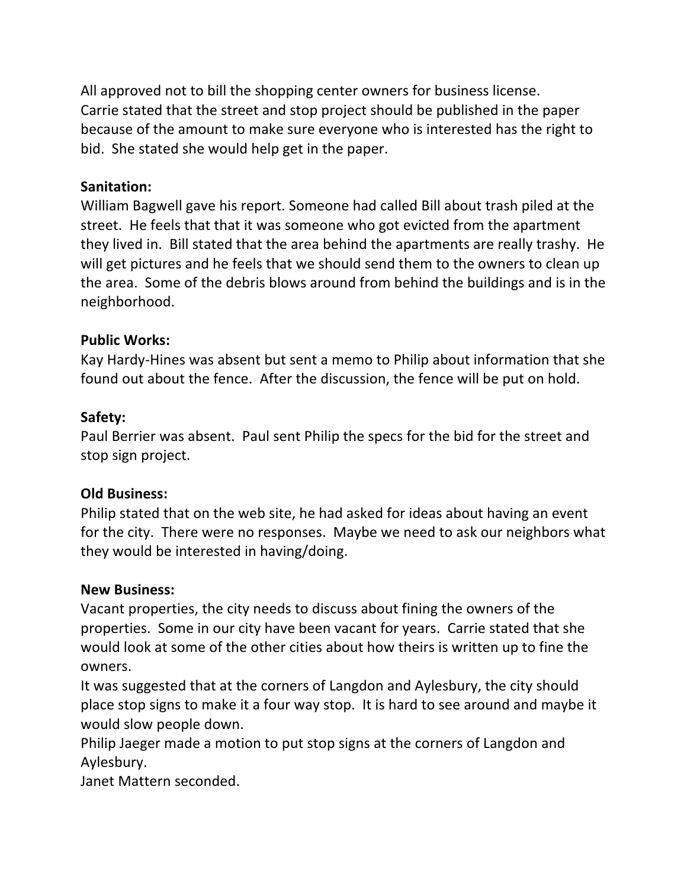All approved not to bill the shopping center owners for business license.
Carrie stated that the street and stop project should be published in the paper because of the amount to make sure everyone who is interested has the right to bid. She stated she would help get in the paper.

**Sanitation:**
William Bagwell gave his report. Someone had called Bill about trash piled at the street. He feels that that it was someone who got evicted from the apartment they lived in. Bill stated that the area behind the apartments are really trashy. He will get pictures and he feels that we should send them to the owners to clean up the area. Some of the debris blows around from behind the buildings and is in the neighborhood.

**Public Works:**
Kay Hardy-Hines was absent but sent a memo to Philip about information that she found out about the fence. After the discussion, the fence will be put on hold.

**Safety:**
Paul Berrier was absent. Paul sent Philip the specs for the bid for the street and stop sign project.

**Old Business:**
Philip stated that on the web site, he had asked for ideas about having an event for the city. There were no responses. Maybe we need to ask our neighbors what they would be interested in having/doing.

**New Business:**
Vacant properties, the city needs to discuss about fining the owners of the properties. Some in our city have been vacant for years. Carrie stated that she would look at some of the other cities about how theirs is written up to fine the owners.
It was suggested that at the corners of Langdon and Aylesbury, the city should place stop signs to make it a four way stop. It is hard to see around and maybe it would slow people down.
Philip Jaeger made a motion to put stop signs at the corners of Langdon and Aylesbury.
Janet Mattern seconded.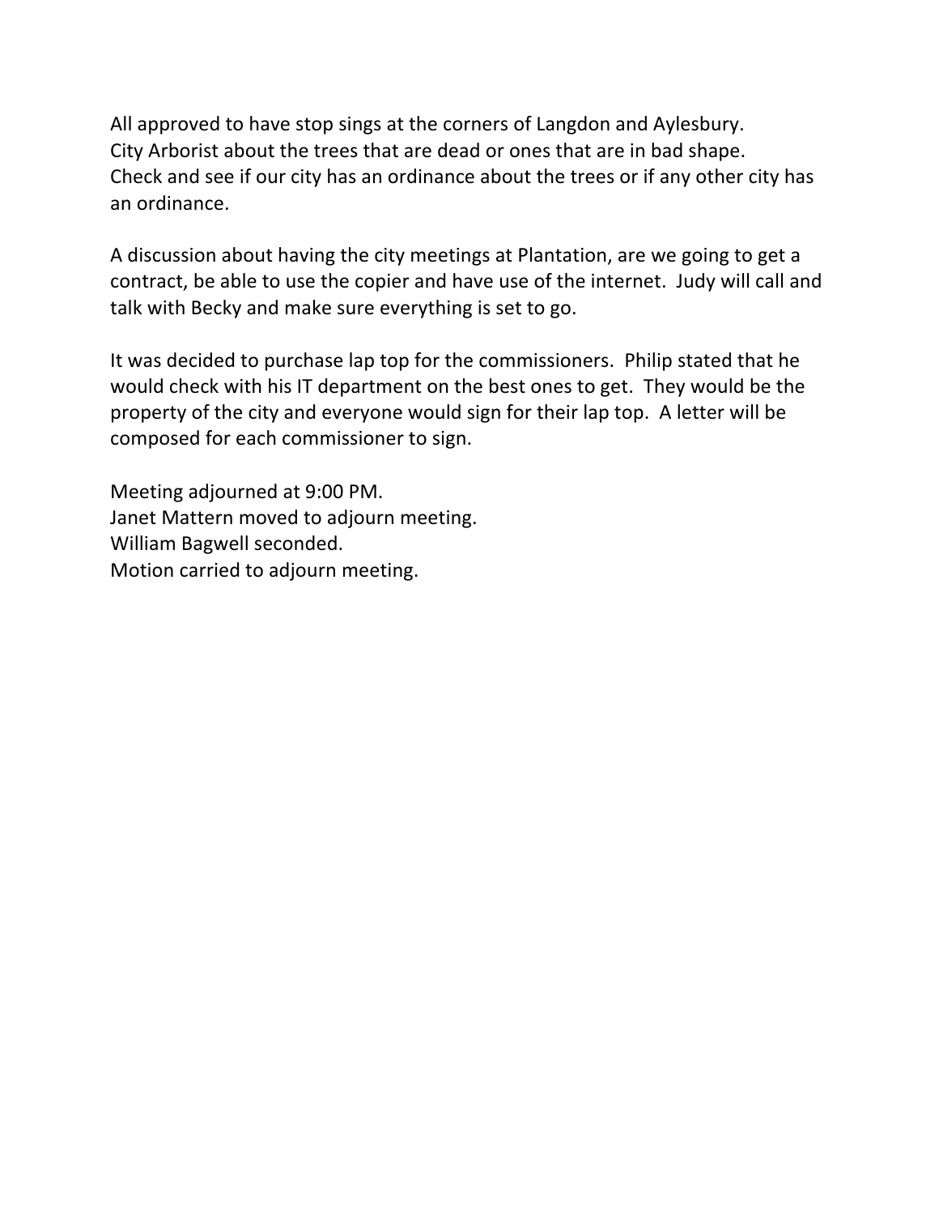All approved to have stop sings at the corners of Langdon and Aylesbury.
City Arborist about the trees that are dead or ones that are in bad shape.
Check and see if our city has an ordinance about the trees or if any other city has an ordinance.

A discussion about having the city meetings at Plantation, are we going to get a contract, be able to use the copier and have use of the internet. Judy will call and talk with Becky and make sure everything is set to go.

It was decided to purchase lap top for the commissioners. Philip stated that he would check with his IT department on the best ones to get. They would be the property of the city and everyone would sign for their lap top. A letter will be composed for each commissioner to sign.

Meeting adjourned at 9:00 PM.
Janet Mattern moved to adjourn meeting.
William Bagwell seconded.
Motion carried to adjourn meeting.